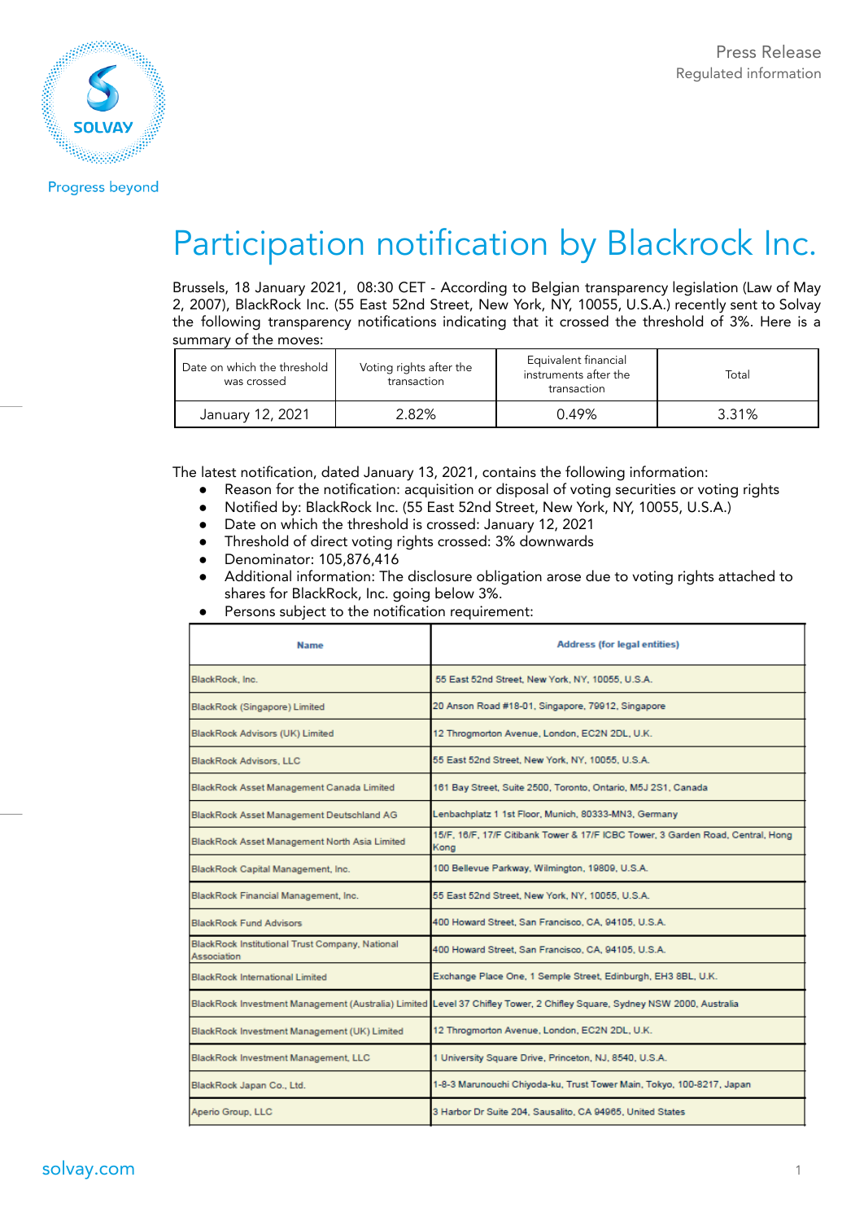Press Release
Regulated information

SOLVAY

Progress beyond

# Participation notification by Blackrock Inc.

Brussels, 18 January 2021, 08:30 CET - According to Belgian transparency legislation (Law of May 2, 2007), BlackRock Inc. (55 East 52nd Street, New York, NY, 10055, U.S.A.) recently sent to Solvay the following transparency notifications indicating that it crossed the threshold of 3%. Here is a summary of the moves:

| Date on which the threshold was crossed | Voting rights after the transaction | Equivalent financial instruments after the transaction | Total |
|---|---|---|---|
| January 12, 2021 | 2.82% | 0.49% | 3.31% |

The latest notification, dated January 13, 2021, contains the following information:

- Reason for the notification: acquisition or disposal of voting securities or voting rights
- Notified by: BlackRock Inc. (55 East 52nd Street, New York, NY, 10055, U.S.A.)
- Date on which the threshold is crossed: January 12, 2021
- Threshold of direct voting rights crossed: 3% downwards
- Denominator: 105,876,416
- Additional information: The disclosure obligation arose due to voting rights attached to shares for BlackRock, Inc. going below 3%.
- Persons subject to the notification requirement:

| Name | Address (for legal entities) |
|---|---|
| BlackRock, Inc. | 55 East 52nd Street, New York, NY, 10055, U.S.A. |
| BlackRock (Singapore) Limited | 20 Anson Road #18-01, Singapore, 79912, Singapore |
| BlackRock Advisors (UK) Limited | 12 Throgmorton Avenue, London, EC2N 2DL, U.K. |
| BlackRock Advisors, LLC | 55 East 52nd Street, New York, NY, 10055, U.S.A. |
| BlackRock Asset Management Canada Limited | 161 Bay Street, Suite 2500, Toronto, Ontario, M5J 2S1, Canada |
| BlackRock Asset Management Deutschland AG | Lenbachplatz 1 1st Floor, Munich, 80333-MN3, Germany |
| BlackRock Asset Management North Asia Limited | 15/F, 16/F, 17/F Citibank Tower & 17/F ICBC Tower, 3 Garden Road, Central, Hong Kong |
| BlackRock Capital Management, Inc. | 100 Bellevue Parkway, Wilmington, 19809, U.S.A. |
| BlackRock Financial Management, Inc. | 55 East 52nd Street, New York, NY, 10055, U.S.A. |
| BlackRock Fund Advisors | 400 Howard Street, San Francisco, CA, 94105, U.S.A. |
| BlackRock Institutional Trust Company, National Association | 400 Howard Street, San Francisco, CA, 94105, U.S.A. |
| BlackRock International Limited | Exchange Place One, 1 Semple Street, Edinburgh, EH3 8BL, U.K. |
| BlackRock Investment Management (Australia) Limited | Level 37 Chifley Tower, 2 Chifley Square, Sydney NSW 2000, Australia |
| BlackRock Investment Management (UK) Limited | 12 Throgmorton Avenue, London, EC2N 2DL, U.K. |
| BlackRock Investment Management, LLC | 1 University Square Drive, Princeton, NJ, 8540, U.S.A. |
| BlackRock Japan Co., Ltd. | 1-8-3 Marunouchi Chiyoda-ku, Trust Tower Main, Tokyo, 100-8217, Japan |
| Aperio Group, LLC | 3 Harbor Dr Suite 204, Sausalito, CA 94965, United States |

solvay.com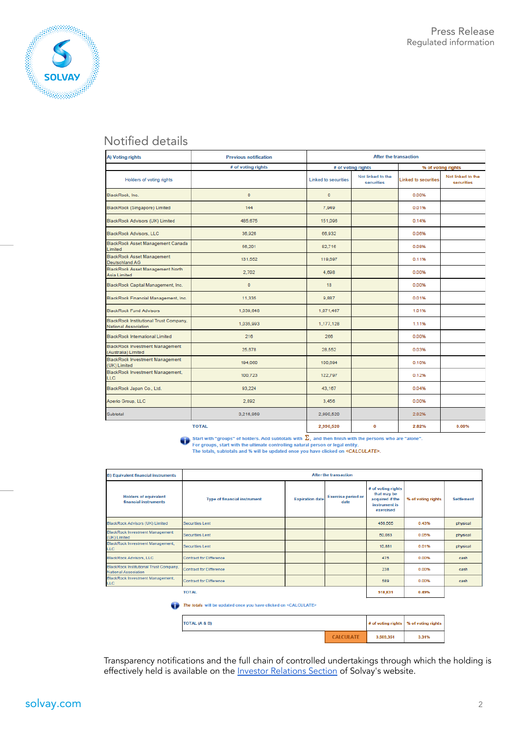## Notified details

| A) Voting rights | Previous notification | After the transaction | | | |
|---|---|---|---|---|---|
| | # of voting rights | # of voting rights | | % of voting rights | |
| Holders of voting rights | | Linked to securities | Not linked to the securities | Linked to securities | Not linked to the securities |
| BlackRock, Inc. | 0 | 0 | | 0.00% | |
| BlackRock (Singapore) Limited | 144 | 7,949 | | 0.01% | |
| BlackRock Advisors (UK) Limited | 485,675 | 151,098 | | 0.14% | |
| BlackRock Advisors, LLC | 36,926 | 66,932 | | 0.06% | |
| BlackRock Asset Management Canada Limited | 56,201 | 82,716 | | 0.08% | |
| BlackRock Asset Management Deutschland AG | 131,552 | 119,097 | | 0.11% | |
| BlackRock Asset Management North Asia Limited | 2,702 | 4,698 | | 0.00% | |
| BlackRock Capital Management, Inc. | 0 | 18 | | 0.00% | |
| BlackRock Financial Management, Inc. | 11,335 | 9,887 | | 0.01% | |
| BlackRock Fund Advisors | 1,038,648 | 1,071,467 | | 1.01% | |
| BlackRock Institutional Trust Company, National Association | 1,035,993 | 1,177,128 | | 1.11% | |
| BlackRock International Limited | 216 | 266 | | 0.00% | |
| BlackRock Investment Management (Australia) Limited | 25,678 | 28,552 | | 0.03% | |
| BlackRock Investment Management (UK) Limited | 194,060 | 100,894 | | 0.10% | |
| BlackRock Investment Management, LLC | 100,723 | 122,797 | | 0.12% | |
| BlackRock Japan Co., Ltd. | 93,224 | 43,167 | | 0.04% | |
| Aperio Group, LLC | 2,892 | 3,456 | | 0.00% | |
| Subtotal | 3,216,089 | 2,990,520 | | 2.82% | |
| TOTAL | | 2,990,520 | 0 | 2.82% | 0.00% |

Start with "groups" of holders. Add subtotals with Σ, and then finish with the persons who are "alone".
For groups, start with the ultimate controlling natural person or legal entity.
The totals, subtotals and % will be updated once you have clicked on <CALCULATE>.

| B) Equivalent financial instruments | After the transaction | | | | | |
|---|---|---|---|---|---|---|
| Holders of equivalent financial instruments | Type of financial instrument | Expiration date | Exercise period or date | # of voting rights that may be acquired if the instrument is exercised | % of voting rights | Settlement |
| BlackRock Advisors (UK) Limited | Securities Lent | | | 456,565 | 0.43% | physical |
| BlackRock Investment Management (UK) Limited | Securities Lent | | | 50,083 | 0.05% | physical |
| BlackRock Investment Management, LLC | Securities Lent | | | 10,881 | 0.01% | physical |
| BlackRock Advisors, LLC | Contract for Difference | | | 475 | 0.00% | cash |
| BlackRock Institutional Trust Company, National Association | Contract for Difference | | | 238 | 0.00% | cash |
| BlackRock Investment Management, LLC | Contract for Difference | | | 589 | 0.00% | cash |
| | TOTAL | | | 518,831 | 0.49% | |

*The totals* will be updated once you have clicked on <CALCULATE>

| TOTAL (A & B) | # of voting rights | % of voting rights |
|---|---|---|
| CALCULATE | 3,509,351 | 3.31% |

Transparency notifications and the full chain of controlled undertakings through which the holding is effectively held is available on the Investor Relations Section of Solvay's website.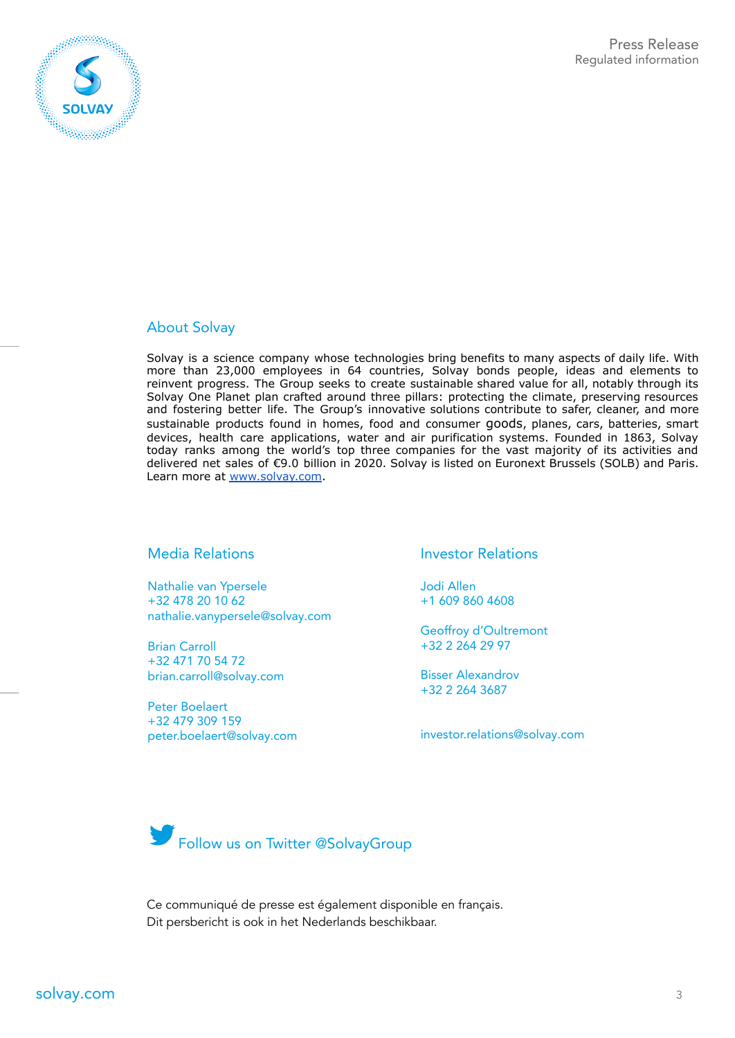## About Solvay

Solvay is a science company whose technologies bring benefits to many aspects of daily life. With more than 23,000 employees in 64 countries, Solvay bonds people, ideas and elements to reinvent progress. The Group seeks to create sustainable shared value for all, notably through its Solvay One Planet plan crafted around three pillars: protecting the climate, preserving resources and fostering better life. The Group's innovative solutions contribute to safer, cleaner, and more sustainable products found in homes, food and consumer goods, planes, cars, batteries, smart devices, health care applications, water and air purification systems. Founded in 1863, Solvay today ranks among the world's top three companies for the vast majority of its activities and delivered net sales of €9.0 billion in 2020. Solvay is listed on Euronext Brussels (SOLB) and Paris. Learn more at [www.solvay.com](http://www.solvay.com).

## Media Relations

Nathalie van Ypersele
+32 478 20 10 62
nathalie.vanypersele@solvay.com

Brian Carroll
+32 471 70 54 72
brian.carroll@solvay.com

Peter Boelaert
+32 479 309 159
peter.boelaert@solvay.com

## Investor Relations

Jodi Allen
+1 609 860 4608

Geoffroy d'Oultremont
+32 2 264 29 97

Bisser Alexandrov
+32 2 264 3687

investor.relations@solvay.com

Follow us on Twitter @SolvayGroup

Ce communiqué de presse est également disponible en français.
Dit persbericht is ook in het Nederlands beschikbaar.